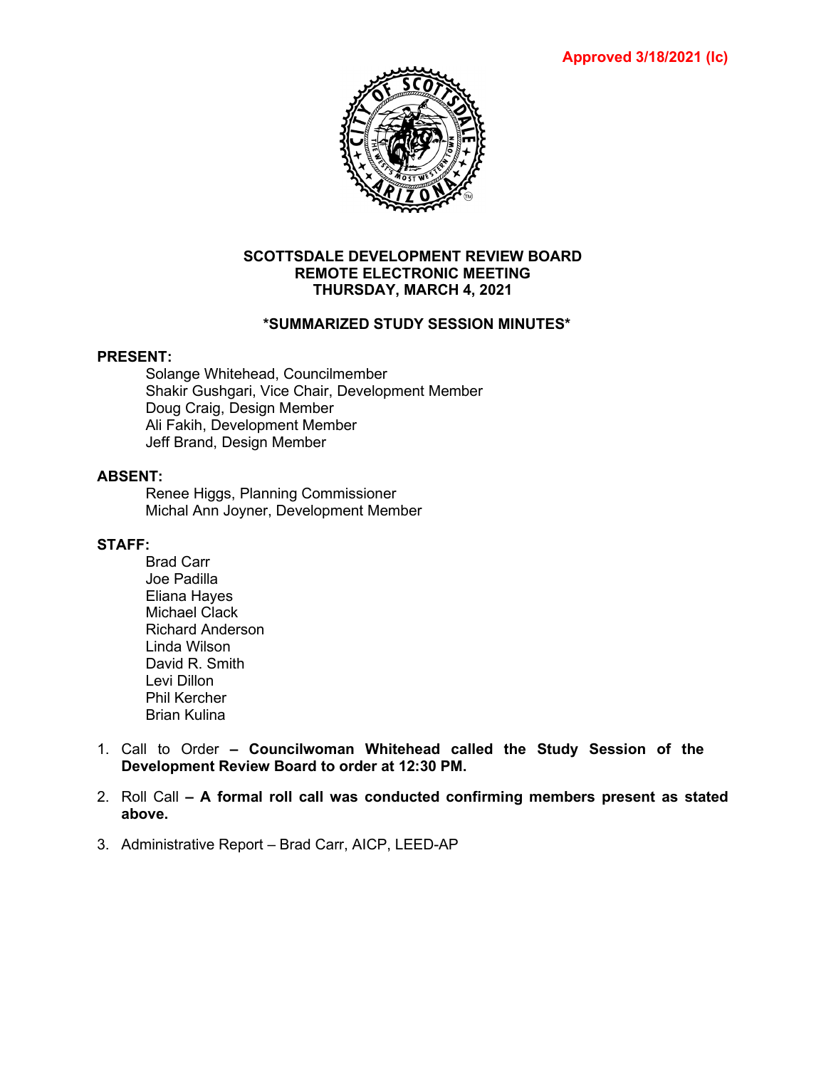Approved 3/18/2021 (lc)

# SCOTTSDALE DEVELOPMENT REVIEW BOARD
## REMOTE ELECTRONIC MEETING
## THURSDAY, MARCH 4, 2021

### *SUMMARIZED STUDY SESSION MINUTES*

**PRESENT:**

Solange Whitehead, Councilmember
Shakir Gushgari, Vice Chair, Development Member
Doug Craig, Design Member
Ali Fakih, Development Member
Jeff Brand, Design Member

**ABSENT:**

Renee Higgs, Planning Commissioner
Michal Ann Joyner, Development Member

**STAFF:**

Brad Carr
Joe Padilla
Eliana Hayes
Michael Clack
Richard Anderson
Linda Wilson
David R. Smith
Levi Dillon
Phil Kercher
Brian Kulina

1. Call to Order **– Councilwoman Whitehead called the Study Session of the Development Review Board to order at 12:30 PM.**

2. Roll Call **– A formal roll call was conducted confirming members present as stated above.**

3. Administrative Report – Brad Carr, AICP, LEED-AP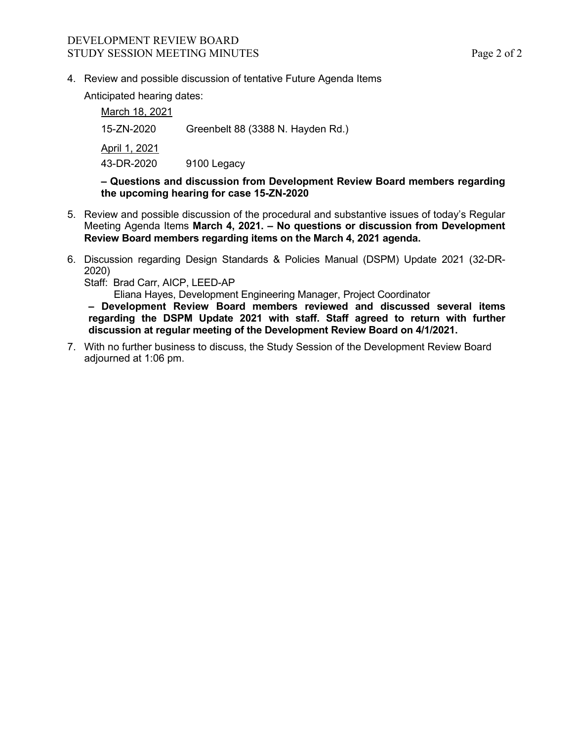4. Review and possible discussion of tentative Future Agenda Items

   Anticipated hearing dates:

   March 18, 2021

   15-ZN-2020 Greenbelt 88 (3388 N. Hayden Rd.)

   April 1, 2021

   43-DR-2020 9100 Legacy

   **– Questions and discussion from Development Review Board members regarding the upcoming hearing for case 15-ZN-2020**

5. Review and possible discussion of the procedural and substantive issues of today's Regular Meeting Agenda Items **March 4, 2021. – No questions or discussion from Development Review Board members regarding items on the March 4, 2021 agenda.**

6. Discussion regarding Design Standards & Policies Manual (DSPM) Update 2021 (32-DR-2020)

   Staff: Brad Carr, AICP, LEED-AP
   Eliana Hayes, Development Engineering Manager, Project Coordinator

   **– Development Review Board members reviewed and discussed several items regarding the DSPM Update 2021 with staff. Staff agreed to return with further discussion at regular meeting of the Development Review Board on 4/1/2021.**

7. With no further business to discuss, the Study Session of the Development Review Board adjourned at 1:06 pm.